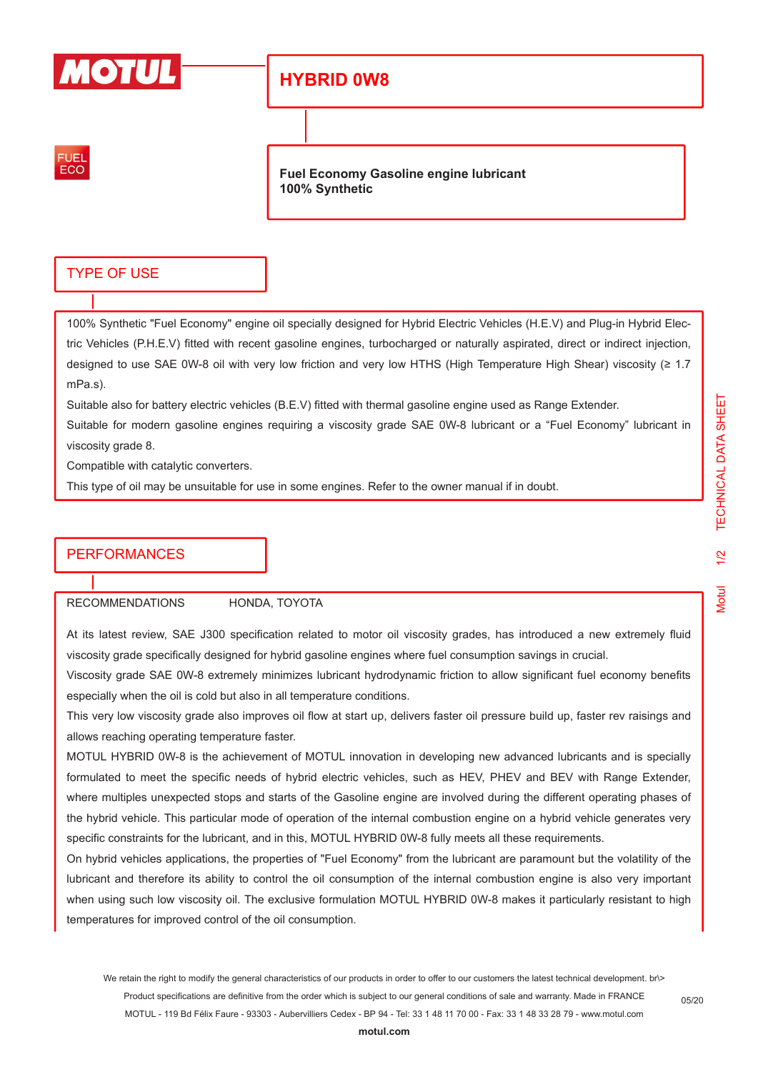MOTUL

# HYBRID 0W8

FUEL ECO

**Fuel Economy Gasoline engine lubricant**
**100% Synthetic**

## TYPE OF USE

100% Synthetic "Fuel Economy" engine oil specially designed for Hybrid Electric Vehicles (H.E.V) and Plug-in Hybrid Electric Vehicles (P.H.E.V) fitted with recent gasoline engines, turbocharged or naturally aspirated, direct or indirect injection, designed to use SAE 0W-8 oil with very low friction and very low HTHS (High Temperature High Shear) viscosity (≥ 1.7 mPa.s).

Suitable also for battery electric vehicles (B.E.V) fitted with thermal gasoline engine used as Range Extender.

Suitable for modern gasoline engines requiring a viscosity grade SAE 0W-8 lubricant or a “Fuel Economy” lubricant in viscosity grade 8.

Compatible with catalytic converters.

This type of oil may be unsuitable for use in some engines. Refer to the owner manual if in doubt.

## PERFORMANCES

RECOMMENDATIONS HONDA, TOYOTA

At its latest review, SAE J300 specification related to motor oil viscosity grades, has introduced a new extremely fluid viscosity grade specifically designed for hybrid gasoline engines where fuel consumption savings in crucial.

Viscosity grade SAE 0W-8 extremely minimizes lubricant hydrodynamic friction to allow significant fuel economy benefits especially when the oil is cold but also in all temperature conditions.

This very low viscosity grade also improves oil flow at start up, delivers faster oil pressure build up, faster rev raisings and allows reaching operating temperature faster.

MOTUL HYBRID 0W-8 is the achievement of MOTUL innovation in developing new advanced lubricants and is specially formulated to meet the specific needs of hybrid electric vehicles, such as HEV, PHEV and BEV with Range Extender, where multiples unexpected stops and starts of the Gasoline engine are involved during the different operating phases of the hybrid vehicle. This particular mode of operation of the internal combustion engine on a hybrid vehicle generates very specific constraints for the lubricant, and in this, MOTUL HYBRID 0W-8 fully meets all these requirements.

On hybrid vehicles applications, the properties of "Fuel Economy" from the lubricant are paramount but the volatility of the lubricant and therefore its ability to control the oil consumption of the internal combustion engine is also very important when using such low viscosity oil. The exclusive formulation MOTUL HYBRID 0W-8 makes it particularly resistant to high temperatures for improved control of the oil consumption.

We retain the right to modify the general characteristics of our products in order to offer to our customers the latest technical development. br\>
Product specifications are definitive from the order which is subject to our general conditions of sale and warranty. Made in FRANCE
MOTUL - 119 Bd Félix Faure - 93303 - Aubervilliers Cedex - BP 94 - Tel: 33 1 48 11 70 00 - Fax: 33 1 48 33 28 79 - www.motul.com

05/20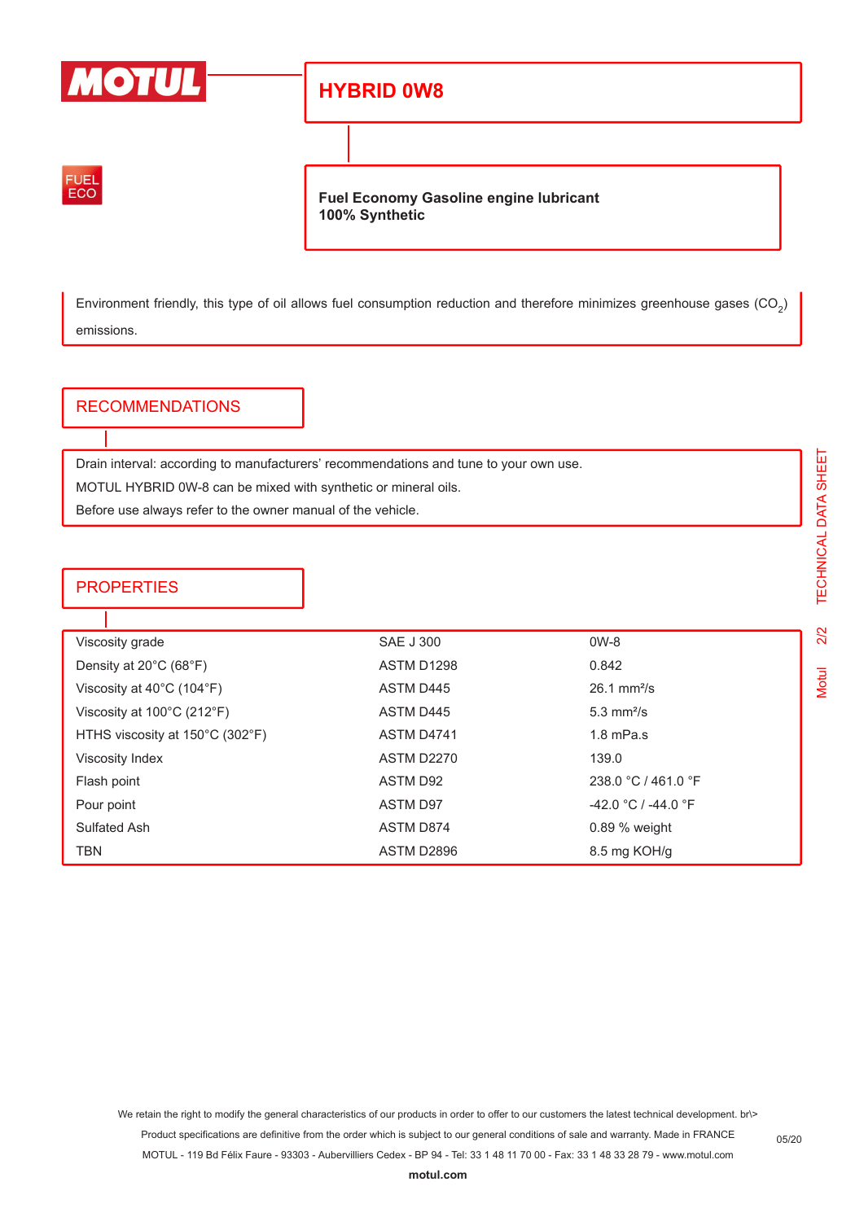# HYBRID 0W8

FUEL ECO

**Fuel Economy Gasoline engine lubricant**
**100% Synthetic**

Environment friendly, this type of oil allows fuel consumption reduction and therefore minimizes greenhouse gases ($CO_2$) emissions.

## RECOMMENDATIONS

Drain interval: according to manufacturers' recommendations and tune to your own use.
MOTUL HYBRID 0W-8 can be mixed with synthetic or mineral oils.
Before use always refer to the owner manual of the vehicle.

## PROPERTIES

| | | |
|---|---|---|
| Viscosity grade | SAE J 300 | 0W-8 |
| Density at 20°C (68°F) | ASTM D1298 | 0.842 |
| Viscosity at 40°C (104°F) | ASTM D445 | 26.1 mm²/s |
| Viscosity at 100°C (212°F) | ASTM D445 | 5.3 mm²/s |
| HTHS viscosity at 150°C (302°F) | ASTM D4741 | 1.8 mPa.s |
| Viscosity Index | ASTM D2270 | 139.0 |
| Flash point | ASTM D92 | 238.0 °C / 461.0 °F |
| Pour point | ASTM D97 | -42.0 °C / -44.0 °F |
| Sulfated Ash | ASTM D874 | 0.89 % weight |
| TBN | ASTM D2896 | 8.5 mg KOH/g |

We retain the right to modify the general characteristics of our products in order to offer to our customers the latest technical development. br\>
Product specifications are definitive from the order which is subject to our general conditions of sale and warranty. Made in FRANCE
MOTUL - 119 Bd Félix Faure - 93303 - Aubervilliers Cedex - BP 94 - Tel: 33 1 48 11 70 00 - Fax: 33 1 48 33 28 79 - www.motul.com
**motul.com**

05/20